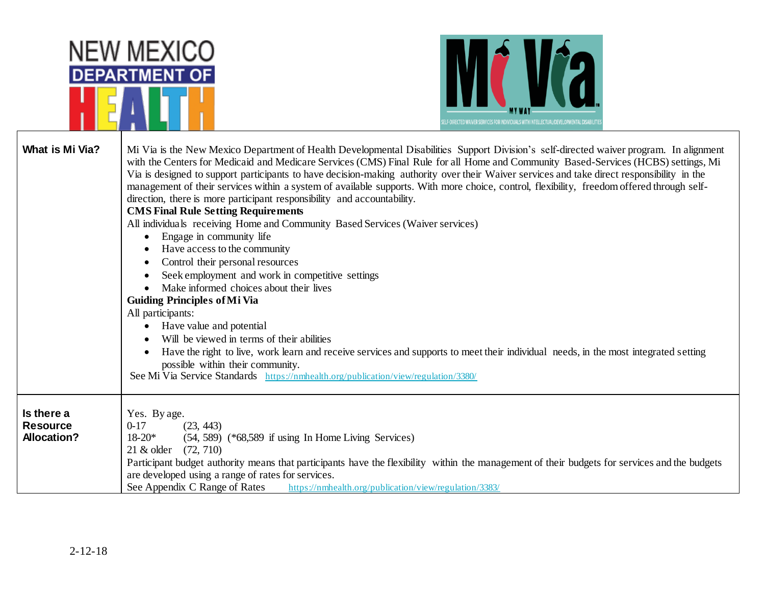NEW MEXICO DEPARTMENT OF HEALTH

Mi Via — MY WAY — SELF-DIRECTED WAIVER SERVICES FOR INDIVIDUALS WITH INTELLECTUAL/DEVELOPMENTAL DISABILITIES

| | |
|---|---|
| **What is Mi Via?** | Mi Via is the New Mexico Department of Health Developmental Disabilities Support Division's self-directed waiver program. In alignment with the Centers for Medicaid and Medicare Services (CMS) Final Rule for all Home and Community Based-Services (HCBS) settings, Mi Via is designed to support participants to have decision-making authority over their Waiver services and take direct responsibility in the management of their services within a system of available supports. With more choice, control, flexibility, freedom offered through self-direction, there is more participant responsibility and accountability.<br>**CMS Final Rule Setting Requirements**<br>All individuals receiving Home and Community Based Services (Waiver services)<br>• Engage in community life<br>• Have access to the community<br>• Control their personal resources<br>• Seek employment and work in competitive settings<br>• Make informed choices about their lives<br>**Guiding Principles of Mi Via**<br>All participants:<br>• Have value and potential<br>• Will be viewed in terms of their abilities<br>• Have the right to live, work learn and receive services and supports to meet their individual needs, in the most integrated setting possible within their community.<br>See Mi Via Service Standards https://nmhealth.org/publication/view/regulation/3380/ |
| **Is there a Resource Allocation?** | Yes. By age.<br>0-17 (23, 443)<br>18-20* (54, 589) (*68,589 if using In Home Living Services)<br>21 & older (72, 710)<br>Participant budget authority means that participants have the flexibility within the management of their budgets for services and the budgets are developed using a range of rates for services.<br>See Appendix C Range of Rates https://nmhealth.org/publication/view/regulation/3383/ |

2-12-18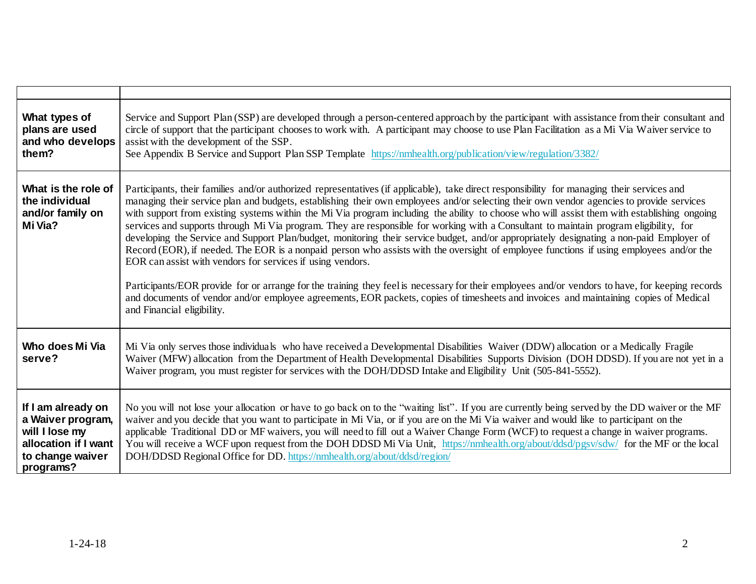| | |
|---|---|
| **What types of plans are used and who develops them?** | Service and Support Plan (SSP) are developed through a person-centered approach by the participant with assistance from their consultant and circle of support that the participant chooses to work with. A participant may choose to use Plan Facilitation as a Mi Via Waiver service to assist with the development of the SSP.<br>See Appendix B Service and Support Plan SSP Template https://nmhealth.org/publication/view/regulation/3382/ |
| **What is the role of the individual and/or family on Mi Via?** | Participants, their families and/or authorized representatives (if applicable), take direct responsibility for managing their services and managing their service plan and budgets, establishing their own employees and/or selecting their own vendor agencies to provide services with support from existing systems within the Mi Via program including the ability to choose who will assist them with establishing ongoing services and supports through Mi Via program. They are responsible for working with a Consultant to maintain program eligibility, for developing the Service and Support Plan/budget, monitoring their service budget, and/or appropriately designating a non-paid Employer of Record (EOR), if needed. The EOR is a nonpaid person who assists with the oversight of employee functions if using employees and/or the EOR can assist with vendors for services if using vendors.<br><br>Participants/EOR provide for or arrange for the training they feel is necessary for their employees and/or vendors to have, for keeping records and documents of vendor and/or employee agreements, EOR packets, copies of timesheets and invoices and maintaining copies of Medical and Financial eligibility. |
| **Who does Mi Via serve?** | Mi Via only serves those individuals who have received a Developmental Disabilities Waiver (DDW) allocation or a Medically Fragile Waiver (MFW) allocation from the Department of Health Developmental Disabilities Supports Division (DOH DDSD). If you are not yet in a Waiver program, you must register for services with the DOH/DDSD Intake and Eligibility Unit (505-841-5552). |
| **If I am already on a Waiver program, will I lose my allocation if I want to change waiver programs?** | No you will not lose your allocation or have to go back on to the "waiting list". If you are currently being served by the DD waiver or the MF waiver and you decide that you want to participate in Mi Via, or if you are on the Mi Via waiver and would like to participant on the applicable Traditional DD or MF waivers, you will need to fill out a Waiver Change Form (WCF) to request a change in waiver programs. You will receive a WCF upon request from the DOH DDSD Mi Via Unit, https://nmhealth.org/about/ddsd/pgsv/sdw/ for the MF or the local DOH/DDSD Regional Office for DD. https://nmhealth.org/about/ddsd/region/ |

1-24-18